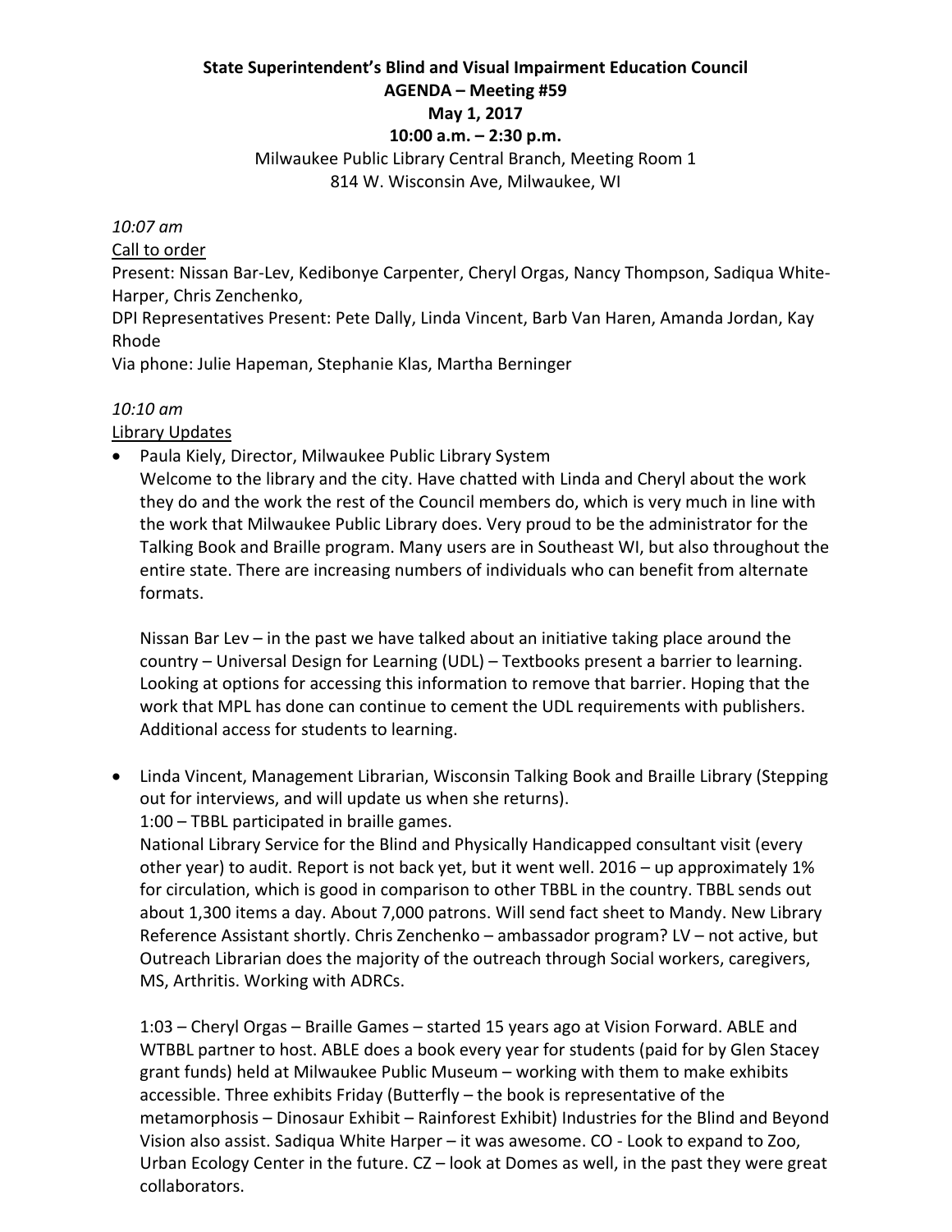**State Superintendent's Blind and Visual Impairment Education Council**
**AGENDA – Meeting #59**
**May 1, 2017**
**10:00 a.m. – 2:30 p.m.**
Milwaukee Public Library Central Branch, Meeting Room 1
814 W. Wisconsin Ave, Milwaukee, WI

*10:07 am*

Call to order

Present: Nissan Bar-Lev, Kedibonye Carpenter, Cheryl Orgas, Nancy Thompson, Sadiqua White-Harper, Chris Zenchenko,

DPI Representatives Present: Pete Dally, Linda Vincent, Barb Van Haren, Amanda Jordan, Kay Rhode

Via phone: Julie Hapeman, Stephanie Klas, Martha Berninger

*10:10 am*

Library Updates

- Paula Kiely, Director, Milwaukee Public Library System
  Welcome to the library and the city. Have chatted with Linda and Cheryl about the work they do and the work the rest of the Council members do, which is very much in line with the work that Milwaukee Public Library does. Very proud to be the administrator for the Talking Book and Braille program. Many users are in Southeast WI, but also throughout the entire state. There are increasing numbers of individuals who can benefit from alternate formats.

  Nissan Bar Lev – in the past we have talked about an initiative taking place around the country – Universal Design for Learning (UDL) – Textbooks present a barrier to learning. Looking at options for accessing this information to remove that barrier. Hoping that the work that MPL has done can continue to cement the UDL requirements with publishers. Additional access for students to learning.

- Linda Vincent, Management Librarian, Wisconsin Talking Book and Braille Library (Stepping out for interviews, and will update us when she returns).
  1:00 – TBBL participated in braille games.
  National Library Service for the Blind and Physically Handicapped consultant visit (every other year) to audit. Report is not back yet, but it went well. 2016 – up approximately 1% for circulation, which is good in comparison to other TBBL in the country. TBBL sends out about 1,300 items a day. About 7,000 patrons. Will send fact sheet to Mandy. New Library Reference Assistant shortly. Chris Zenchenko – ambassador program? LV – not active, but Outreach Librarian does the majority of the outreach through Social workers, caregivers, MS, Arthritis. Working with ADRCs.

  1:03 – Cheryl Orgas – Braille Games – started 15 years ago at Vision Forward. ABLE and WTBBL partner to host. ABLE does a book every year for students (paid for by Glen Stacey grant funds) held at Milwaukee Public Museum – working with them to make exhibits accessible. Three exhibits Friday (Butterfly – the book is representative of the metamorphosis – Dinosaur Exhibit – Rainforest Exhibit) Industries for the Blind and Beyond Vision also assist. Sadiqua White Harper – it was awesome. CO - Look to expand to Zoo, Urban Ecology Center in the future. CZ – look at Domes as well, in the past they were great collaborators.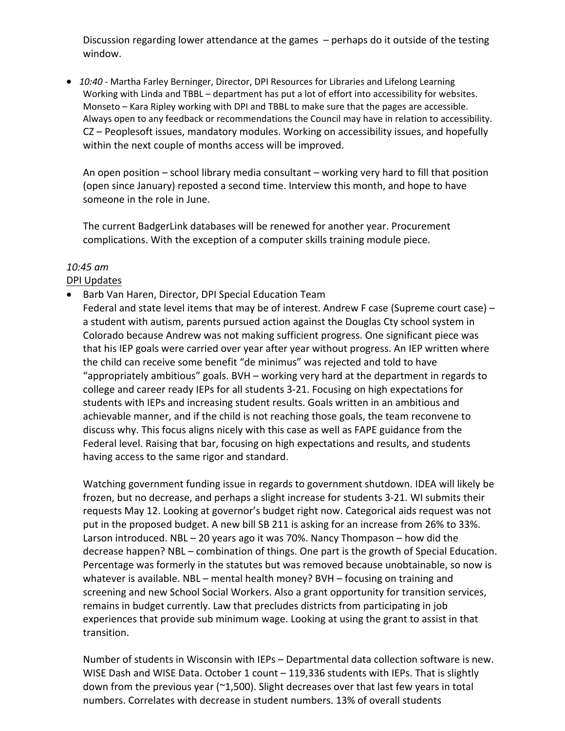Discussion regarding lower attendance at the games – perhaps do it outside of the testing window.

- *10:40* - Martha Farley Berninger, Director, DPI Resources for Libraries and Lifelong Learning
  Working with Linda and TBBL – department has put a lot of effort into accessibility for websites. Monseto – Kara Ripley working with DPI and TBBL to make sure that the pages are accessible. Always open to any feedback or recommendations the Council may have in relation to accessibility. CZ – Peoplesoft issues, mandatory modules. Working on accessibility issues, and hopefully within the next couple of months access will be improved.

  An open position – school library media consultant – working very hard to fill that position (open since January) reposted a second time. Interview this month, and hope to have someone in the role in June.

  The current BadgerLink databases will be renewed for another year. Procurement complications. With the exception of a computer skills training module piece.

*10:45 am*

DPI Updates

- Barb Van Haren, Director, DPI Special Education Team
  Federal and state level items that may be of interest. Andrew F case (Supreme court case) – a student with autism, parents pursued action against the Douglas Cty school system in Colorado because Andrew was not making sufficient progress. One significant piece was that his IEP goals were carried over year after year without progress. An IEP written where the child can receive some benefit "de minimus" was rejected and told to have "appropriately ambitious" goals. BVH – working very hard at the department in regards to college and career ready IEPs for all students 3-21. Focusing on high expectations for students with IEPs and increasing student results. Goals written in an ambitious and achievable manner, and if the child is not reaching those goals, the team reconvene to discuss why. This focus aligns nicely with this case as well as FAPE guidance from the Federal level. Raising that bar, focusing on high expectations and results, and students having access to the same rigor and standard.

  Watching government funding issue in regards to government shutdown. IDEA will likely be frozen, but no decrease, and perhaps a slight increase for students 3-21. WI submits their requests May 12. Looking at governor's budget right now. Categorical aids request was not put in the proposed budget. A new bill SB 211 is asking for an increase from 26% to 33%. Larson introduced. NBL – 20 years ago it was 70%. Nancy Thompason – how did the decrease happen? NBL – combination of things. One part is the growth of Special Education. Percentage was formerly in the statutes but was removed because unobtainable, so now is whatever is available. NBL – mental health money? BVH – focusing on training and screening and new School Social Workers. Also a grant opportunity for transition services, remains in budget currently. Law that precludes districts from participating in job experiences that provide sub minimum wage. Looking at using the grant to assist in that transition.

  Number of students in Wisconsin with IEPs – Departmental data collection software is new. WISE Dash and WISE Data. October 1 count – 119,336 students with IEPs. That is slightly down from the previous year (~1,500). Slight decreases over that last few years in total numbers. Correlates with decrease in student numbers. 13% of overall students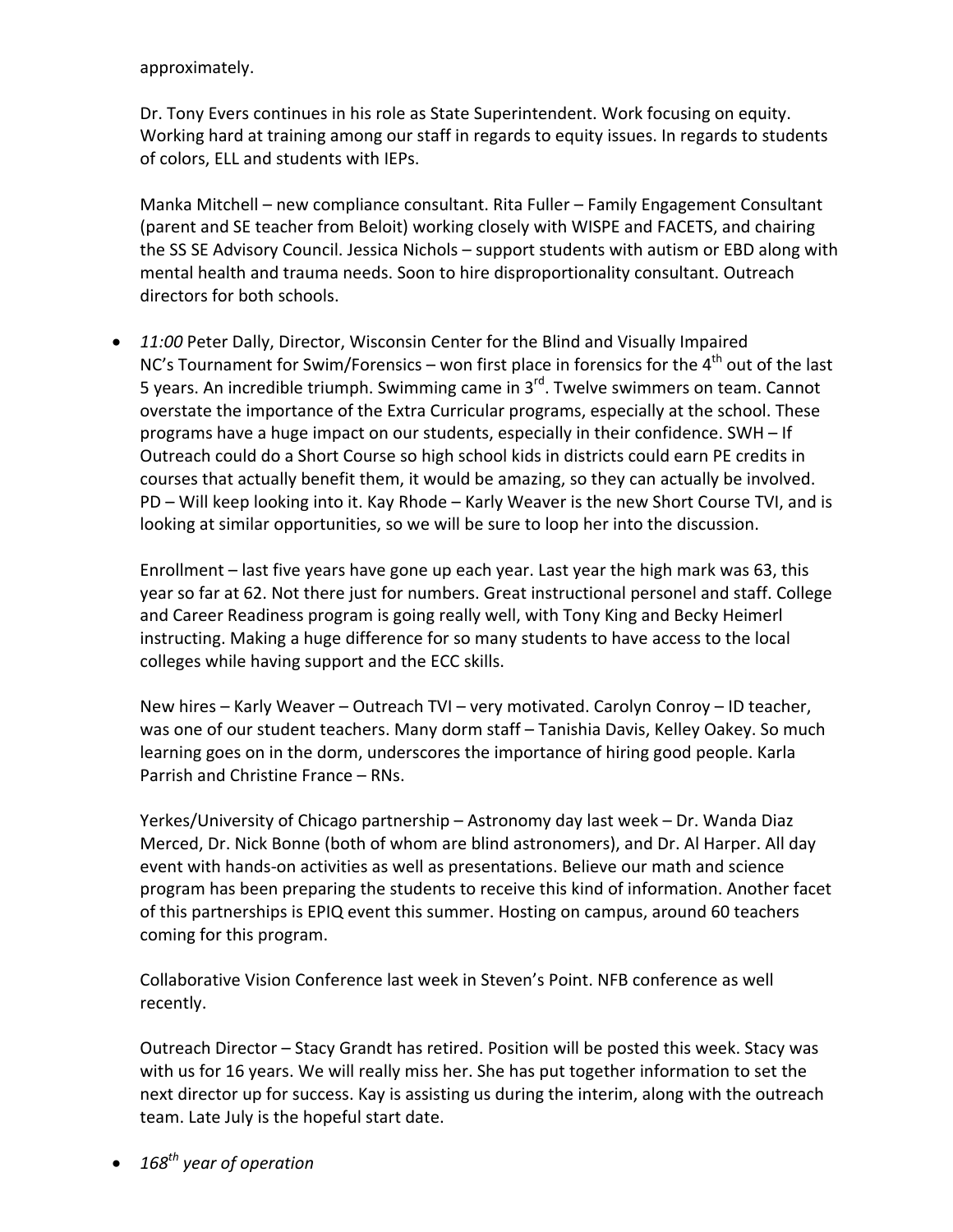approximately.

Dr. Tony Evers continues in his role as State Superintendent. Work focusing on equity. Working hard at training among our staff in regards to equity issues. In regards to students of colors, ELL and students with IEPs.

Manka Mitchell – new compliance consultant. Rita Fuller – Family Engagement Consultant (parent and SE teacher from Beloit) working closely with WISPE and FACETS, and chairing the SS SE Advisory Council. Jessica Nichols – support students with autism or EBD along with mental health and trauma needs. Soon to hire disproportionality consultant. Outreach directors for both schools.

- *11:00* Peter Dally, Director, Wisconsin Center for the Blind and Visually Impaired
  NC's Tournament for Swim/Forensics – won first place in forensics for the 4th out of the last 5 years. An incredible triumph. Swimming came in 3rd. Twelve swimmers on team. Cannot overstate the importance of the Extra Curricular programs, especially at the school. These programs have a huge impact on our students, especially in their confidence. SWH – If Outreach could do a Short Course so high school kids in districts could earn PE credits in courses that actually benefit them, it would be amazing, so they can actually be involved. PD – Will keep looking into it. Kay Rhode – Karly Weaver is the new Short Course TVI, and is looking at similar opportunities, so we will be sure to loop her into the discussion.

  Enrollment – last five years have gone up each year. Last year the high mark was 63, this year so far at 62. Not there just for numbers. Great instructional personel and staff. College and Career Readiness program is going really well, with Tony King and Becky Heimerl instructing. Making a huge difference for so many students to have access to the local colleges while having support and the ECC skills.

  New hires – Karly Weaver – Outreach TVI – very motivated. Carolyn Conroy – ID teacher, was one of our student teachers. Many dorm staff – Tanishia Davis, Kelley Oakey. So much learning goes on in the dorm, underscores the importance of hiring good people. Karla Parrish and Christine France – RNs.

  Yerkes/University of Chicago partnership – Astronomy day last week – Dr. Wanda Diaz Merced, Dr. Nick Bonne (both of whom are blind astronomers), and Dr. Al Harper. All day event with hands-on activities as well as presentations. Believe our math and science program has been preparing the students to receive this kind of information. Another facet of this partnerships is EPIQ event this summer. Hosting on campus, around 60 teachers coming for this program.

  Collaborative Vision Conference last week in Steven's Point. NFB conference as well recently.

  Outreach Director – Stacy Grandt has retired. Position will be posted this week. Stacy was with us for 16 years. We will really miss her. She has put together information to set the next director up for success. Kay is assisting us during the interim, along with the outreach team. Late July is the hopeful start date.

- *168th year of operation*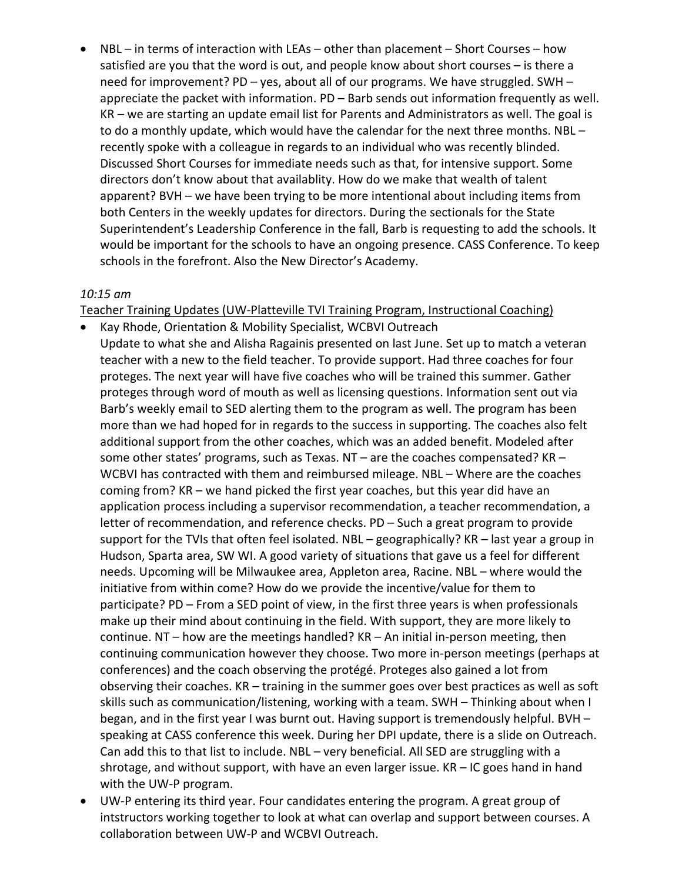- NBL – in terms of interaction with LEAs – other than placement – Short Courses – how satisfied are you that the word is out, and people know about short courses – is there a need for improvement? PD – yes, about all of our programs. We have struggled. SWH – appreciate the packet with information. PD – Barb sends out information frequently as well. KR – we are starting an update email list for Parents and Administrators as well. The goal is to do a monthly update, which would have the calendar for the next three months. NBL – recently spoke with a colleague in regards to an individual who was recently blinded. Discussed Short Courses for immediate needs such as that, for intensive support. Some directors don't know about that availablity. How do we make that wealth of talent apparent? BVH – we have been trying to be more intentional about including items from both Centers in the weekly updates for directors. During the sectionals for the State Superintendent's Leadership Conference in the fall, Barb is requesting to add the schools. It would be important for the schools to have an ongoing presence. CASS Conference. To keep schools in the forefront. Also the New Director's Academy.

*10:15 am*

<u>Teacher Training Updates (UW-Platteville TVI Training Program, Instructional Coaching)</u>

- Kay Rhode, Orientation & Mobility Specialist, WCBVI Outreach
  Update to what she and Alisha Ragainis presented on last June. Set up to match a veteran teacher with a new to the field teacher. To provide support. Had three coaches for four proteges. The next year will have five coaches who will be trained this summer. Gather proteges through word of mouth as well as licensing questions. Information sent out via Barb's weekly email to SED alerting them to the program as well. The program has been more than we had hoped for in regards to the success in supporting. The coaches also felt additional support from the other coaches, which was an added benefit. Modeled after some other states' programs, such as Texas. NT – are the coaches compensated? KR – WCBVI has contracted with them and reimbursed mileage. NBL – Where are the coaches coming from? KR – we hand picked the first year coaches, but this year did have an application process including a supervisor recommendation, a teacher recommendation, a letter of recommendation, and reference checks. PD – Such a great program to provide support for the TVIs that often feel isolated. NBL – geographically? KR – last year a group in Hudson, Sparta area, SW WI. A good variety of situations that gave us a feel for different needs. Upcoming will be Milwaukee area, Appleton area, Racine. NBL – where would the initiative from within come? How do we provide the incentive/value for them to participate? PD – From a SED point of view, in the first three years is when professionals make up their mind about continuing in the field. With support, they are more likely to continue. NT – how are the meetings handled? KR – An initial in-person meeting, then continuing communication however they choose. Two more in-person meetings (perhaps at conferences) and the coach observing the protégé. Proteges also gained a lot from observing their coaches. KR – training in the summer goes over best practices as well as soft skills such as communication/listening, working with a team. SWH – Thinking about when I began, and in the first year I was burnt out. Having support is tremendously helpful. BVH – speaking at CASS conference this week. During her DPI update, there is a slide on Outreach. Can add this to that list to include. NBL – very beneficial. All SED are struggling with a shrotage, and without support, with have an even larger issue. KR – IC goes hand in hand with the UW-P program.
- UW-P entering its third year. Four candidates entering the program. A great group of intstructors working together to look at what can overlap and support between courses. A collaboration between UW-P and WCBVI Outreach.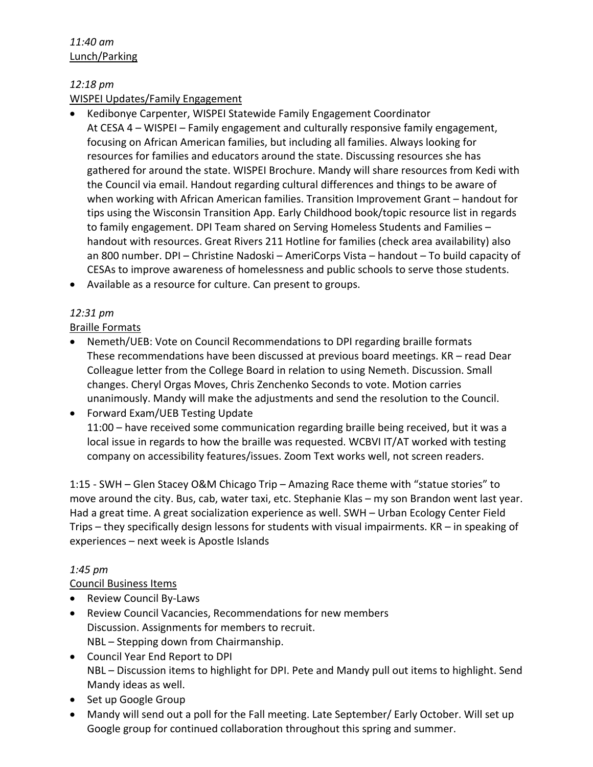*11:40 am*
Lunch/Parking

*12:18 pm*
WISPEI Updates/Family Engagement

- Kedibonye Carpenter, WISPEI Statewide Family Engagement Coordinator
  At CESA 4 – WISPEI – Family engagement and culturally responsive family engagement, focusing on African American families, but including all families. Always looking for resources for families and educators around the state. Discussing resources she has gathered for around the state. WISPEI Brochure. Mandy will share resources from Kedi with the Council via email. Handout regarding cultural differences and things to be aware of when working with African American families. Transition Improvement Grant – handout for tips using the Wisconsin Transition App. Early Childhood book/topic resource list in regards to family engagement. DPI Team shared on Serving Homeless Students and Families – handout with resources. Great Rivers 211 Hotline for families (check area availability) also an 800 number. DPI – Christine Nadoski – AmeriCorps Vista – handout – To build capacity of CESAs to improve awareness of homelessness and public schools to serve those students.
- Available as a resource for culture. Can present to groups.

*12:31 pm*
Braille Formats

- Nemeth/UEB: Vote on Council Recommendations to DPI regarding braille formats
  These recommendations have been discussed at previous board meetings. KR – read Dear Colleague letter from the College Board in relation to using Nemeth. Discussion. Small changes. Cheryl Orgas Moves, Chris Zenchenko Seconds to vote. Motion carries unanimously. Mandy will make the adjustments and send the resolution to the Council.
- Forward Exam/UEB Testing Update
  11:00 – have received some communication regarding braille being received, but it was a local issue in regards to how the braille was requested. WCBVI IT/AT worked with testing company on accessibility features/issues. Zoom Text works well, not screen readers.

1:15 - SWH – Glen Stacey O&M Chicago Trip – Amazing Race theme with "statue stories" to move around the city. Bus, cab, water taxi, etc. Stephanie Klas – my son Brandon went last year. Had a great time. A great socialization experience as well. SWH – Urban Ecology Center Field Trips – they specifically design lessons for students with visual impairments. KR – in speaking of experiences – next week is Apostle Islands

*1:45 pm*
Council Business Items

- Review Council By-Laws
- Review Council Vacancies, Recommendations for new members
  Discussion. Assignments for members to recruit.
  NBL – Stepping down from Chairmanship.
- Council Year End Report to DPI
  NBL – Discussion items to highlight for DPI. Pete and Mandy pull out items to highlight. Send Mandy ideas as well.
- Set up Google Group
- Mandy will send out a poll for the Fall meeting. Late September/ Early October. Will set up Google group for continued collaboration throughout this spring and summer.